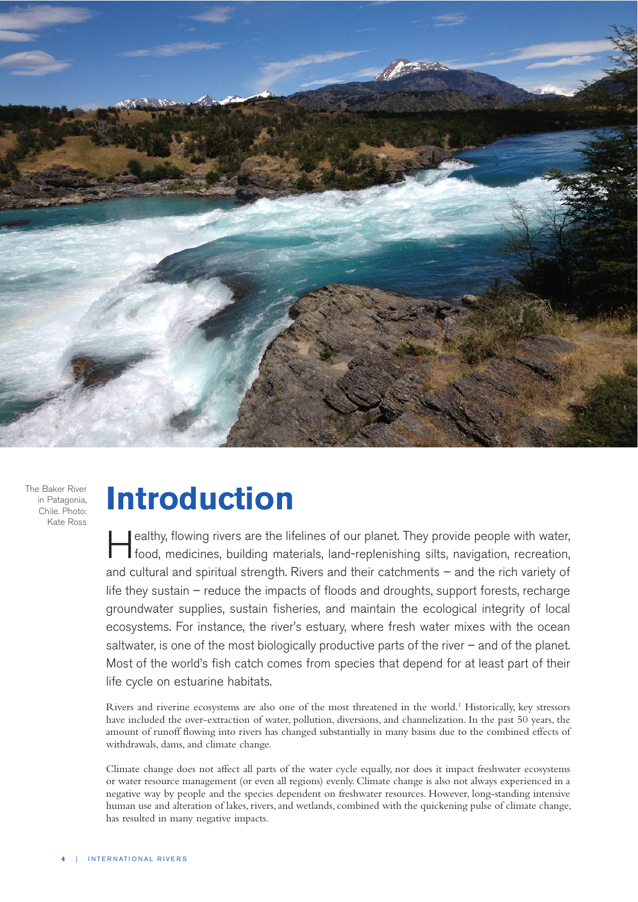The Baker River in Patagonia, Chile. Photo: Kate Ross

# Introduction

Healthy, flowing rivers are the lifelines of our planet. They provide people with water, food, medicines, building materials, land-replenishing silts, navigation, recreation, and cultural and spiritual strength. Rivers and their catchments – and the rich variety of life they sustain – reduce the impacts of floods and droughts, support forests, recharge groundwater supplies, sustain fisheries, and maintain the ecological integrity of local ecosystems. For instance, the river's estuary, where fresh water mixes with the ocean saltwater, is one of the most biologically productive parts of the river – and of the planet. Most of the world's fish catch comes from species that depend for at least part of their life cycle on estuarine habitats.

Rivers and riverine ecosystems are also one of the most threatened in the world.[1] Historically, key stressors have included the over-extraction of water, pollution, diversions, and channelization. In the past 50 years, the amount of runoff flowing into rivers has changed substantially in many basins due to the combined effects of withdrawals, dams, and climate change.

Climate change does not affect all parts of the water cycle equally, nor does it impact freshwater ecosystems or water resource management (or even all regions) evenly. Climate change is also not always experienced in a negative way by people and the species dependent on freshwater resources. However, long-standing intensive human use and alteration of lakes, rivers, and wetlands, combined with the quickening pulse of climate change, has resulted in many negative impacts.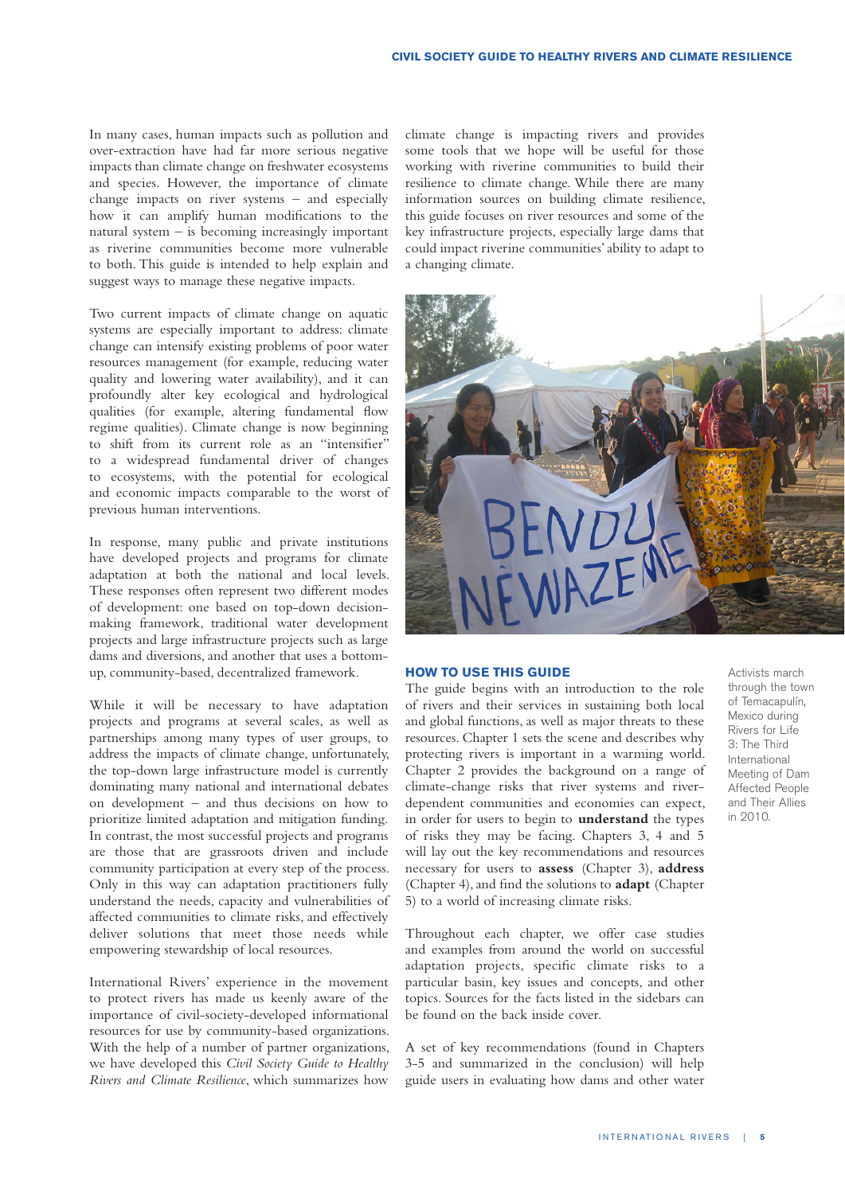In many cases, human impacts such as pollution and over-extraction have had far more serious negative impacts than climate change on freshwater ecosystems and species. However, the importance of climate change impacts on river systems – and especially how it can amplify human modifications to the natural system – is becoming increasingly important as riverine communities become more vulnerable to both. This guide is intended to help explain and suggest ways to manage these negative impacts.

Two current impacts of climate change on aquatic systems are especially important to address: climate change can intensify existing problems of poor water resources management (for example, reducing water quality and lowering water availability), and it can profoundly alter key ecological and hydrological qualities (for example, altering fundamental flow regime qualities). Climate change is now beginning to shift from its current role as an "intensifier" to a widespread fundamental driver of changes to ecosystems, with the potential for ecological and economic impacts comparable to the worst of previous human interventions.

In response, many public and private institutions have developed projects and programs for climate adaptation at both the national and local levels. These responses often represent two different modes of development: one based on top-down decision-making framework, traditional water development projects and large infrastructure projects such as large dams and diversions, and another that uses a bottom-up, community-based, decentralized framework.

While it will be necessary to have adaptation projects and programs at several scales, as well as partnerships among many types of user groups, to address the impacts of climate change, unfortunately, the top-down large infrastructure model is currently dominating many national and international debates on development – and thus decisions on how to prioritize limited adaptation and mitigation funding. In contrast, the most successful projects and programs are those that are grassroots driven and include community participation at every step of the process. Only in this way can adaptation practitioners fully understand the needs, capacity and vulnerabilities of affected communities to climate risks, and effectively deliver solutions that meet those needs while empowering stewardship of local resources.

International Rivers' experience in the movement to protect rivers has made us keenly aware of the importance of civil-society-developed informational resources for use by community-based organizations. With the help of a number of partner organizations, we have developed this *Civil Society Guide to Healthy Rivers and Climate Resilience*, which summarizes how climate change is impacting rivers and provides some tools that we hope will be useful for those working with riverine communities to build their resilience to climate change. While there are many information sources on building climate resilience, this guide focuses on river resources and some of the key infrastructure projects, especially large dams that could impact riverine communities' ability to adapt to a changing climate.

Activists march through the town of Temacapulín, Mexico during Rivers for Life 3: The Third International Meeting of Dam Affected People and Their Allies in 2010.

## HOW TO USE THIS GUIDE

The guide begins with an introduction to the role of rivers and their services in sustaining both local and global functions, as well as major threats to these resources. Chapter 1 sets the scene and describes why protecting rivers is important in a warming world. Chapter 2 provides the background on a range of climate-change risks that river systems and river-dependent communities and economies can expect, in order for users to begin to **understand** the types of risks they may be facing. Chapters 3, 4 and 5 will lay out the key recommendations and resources necessary for users to **assess** (Chapter 3), **address** (Chapter 4), and find the solutions to **adapt** (Chapter 5) to a world of increasing climate risks.

Throughout each chapter, we offer case studies and examples from around the world on successful adaptation projects, specific climate risks to a particular basin, key issues and concepts, and other topics. Sources for the facts listed in the sidebars can be found on the back inside cover.

A set of key recommendations (found in Chapters 3-5 and summarized in the conclusion) will help guide users in evaluating how dams and other water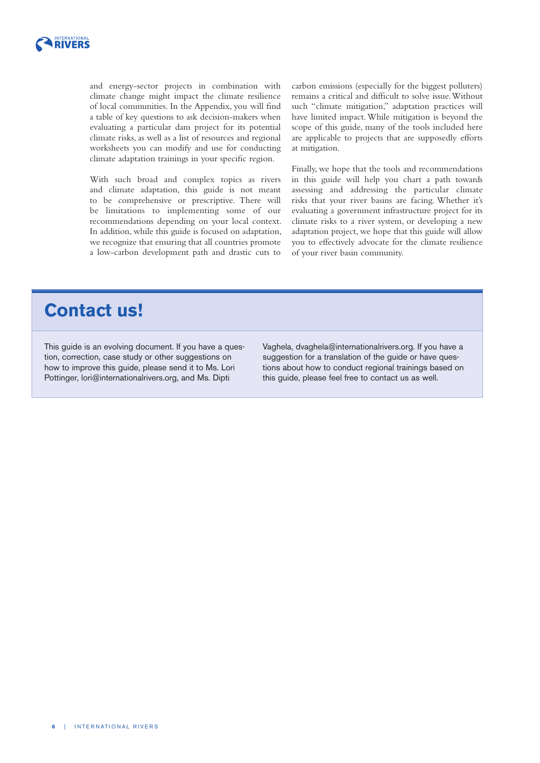and energy-sector projects in combination with climate change might impact the climate resilience of local communities. In the Appendix, you will find a table of key questions to ask decision-makers when evaluating a particular dam project for its potential climate risks, as well as a list of resources and regional worksheets you can modify and use for conducting climate adaptation trainings in your specific region.

With such broad and complex topics as rivers and climate adaptation, this guide is not meant to be comprehensive or prescriptive. There will be limitations to implementing some of our recommendations depending on your local context. In addition, while this guide is focused on adaptation, we recognize that ensuring that all countries promote a low-carbon development path and drastic cuts to carbon emissions (especially for the biggest polluters) remains a critical and difficult to solve issue. Without such "climate mitigation," adaptation practices will have limited impact. While mitigation is beyond the scope of this guide, many of the tools included here are applicable to projects that are supposedly efforts at mitigation.

Finally, we hope that the tools and recommendations in this guide will help you chart a path towards assessing and addressing the particular climate risks that your river basins are facing. Whether it's evaluating a government infrastructure project for its climate risks to a river system, or developing a new adaptation project, we hope that this guide will allow you to effectively advocate for the climate resilience of your river basin community.

## Contact us!

This guide is an evolving document. If you have a question, correction, case study or other suggestions on how to improve this guide, please send it to Ms. Lori Pottinger, lori@internationalrivers.org, and Ms. Dipti Vaghela, dvaghela@internationalrivers.org. If you have a suggestion for a translation of the guide or have questions about how to conduct regional trainings based on this guide, please feel free to contact us as well.